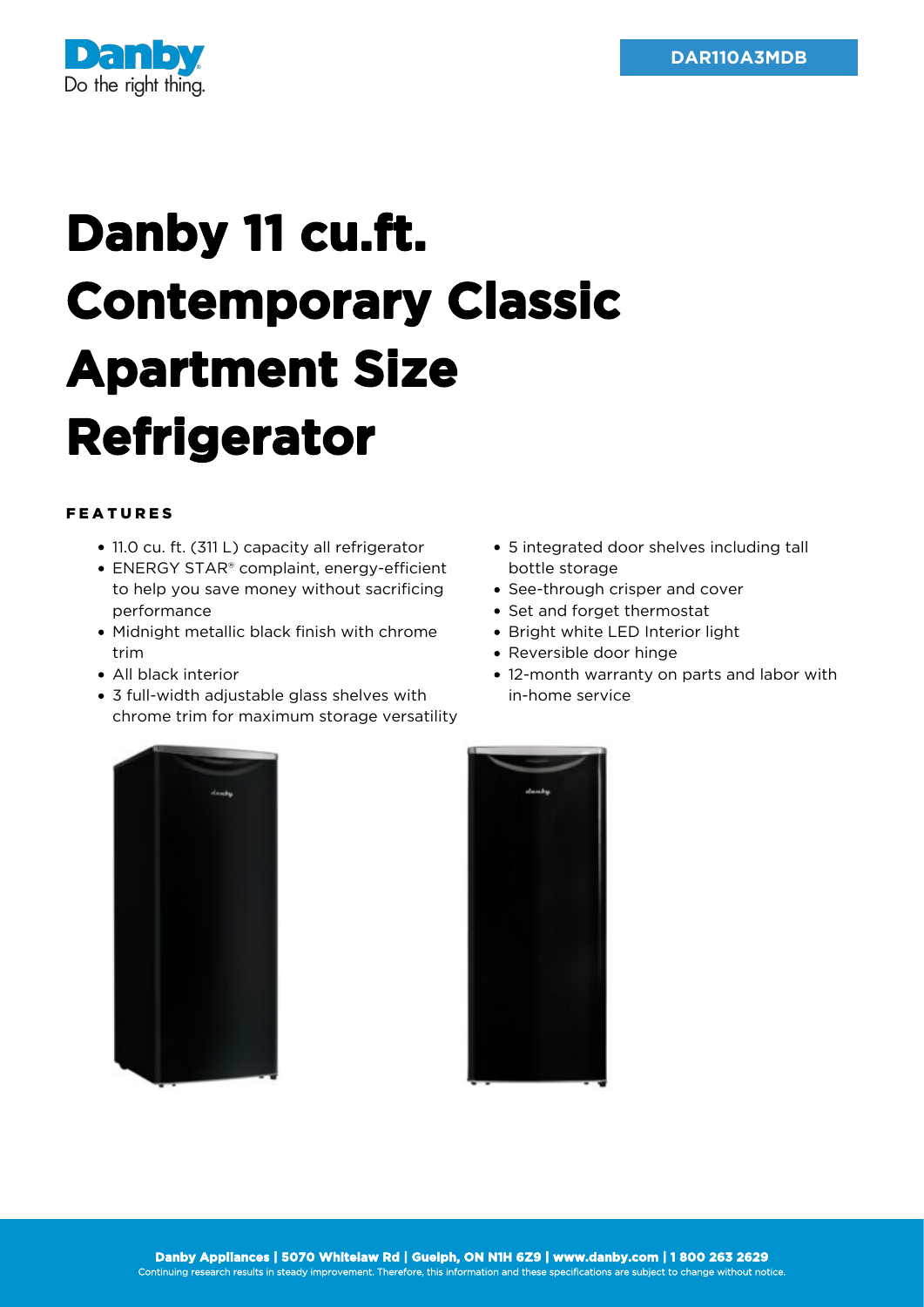DAR110A3MDB

# Danby 11 cu.ft. Contemporary Classic Apartment Size Refrigerator

## FEATURES

- 11.0 cu. ft. (311 L) capacity all refrigerator
- ENERGY STAR® complaint, energy-efficient to help you save money without sacrificing performance
- Midnight metallic black finish with chrome trim
- All black interior
- 3 full-width adjustable glass shelves with chrome trim for maximum storage versatility
- 5 integrated door shelves including tall bottle storage
- See-through crisper and cover
- Set and forget thermostat
- Bright white LED Interior light
- Reversible door hinge
- 12-month warranty on parts and labor with in-home service

**Danby Appliances | 5070 Whitelaw Rd | Guelph, ON N1H 6Z9 | www.danby.com | 1 800 263 2629**

Continuing research results in steady improvement. Therefore, this information and these specifications are subject to change without notice.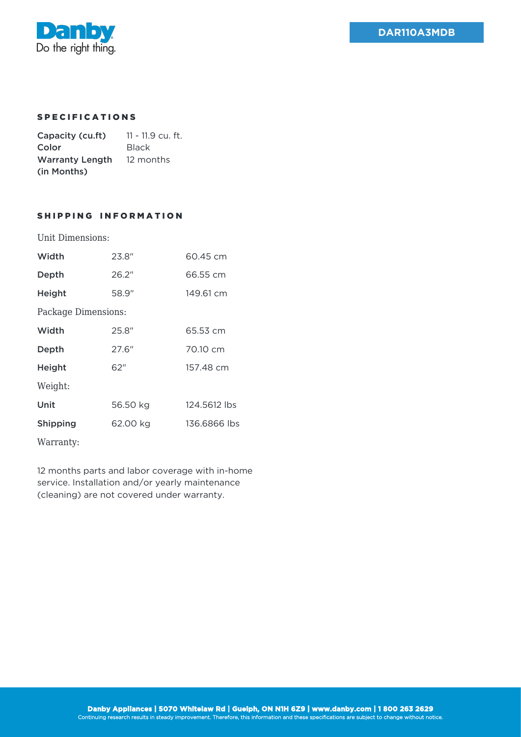Danby
Do the right thing.

**DAR110A3MDB**

## SPECIFICATIONS

| | |
|---|---|
| **Capacity (cu.ft)** | 11 - 11.9 cu. ft. |
| **Color** | Black |
| **Warranty Length (in Months)** | 12 months |

## SHIPPING INFORMATION

Unit Dimensions:

| | | |
|---|---|---|
| **Width** | 23.8" | 60.45 cm |
| **Depth** | 26.2" | 66.55 cm |
| **Height** | 58.9" | 149.61 cm |

Package Dimensions:

| | | |
|---|---|---|
| **Width** | 25.8" | 65.53 cm |
| **Depth** | 27.6" | 70.10 cm |
| **Height** | 62" | 157.48 cm |

Weight:

| | | |
|---|---|---|
| **Unit** | 56.50 kg | 124.5612 lbs |
| **Shipping** | 62.00 kg | 136.6866 lbs |

Warranty:

12 months parts and labor coverage with in-home service. Installation and/or yearly maintenance (cleaning) are not covered under warranty.

**Danby Appliances | 5070 Whitelaw Rd | Guelph, ON N1H 6Z9 | www.danby.com | 1 800 263 2629**
Continuing research results in steady improvement. Therefore, this information and these specifications are subject to change without notice.